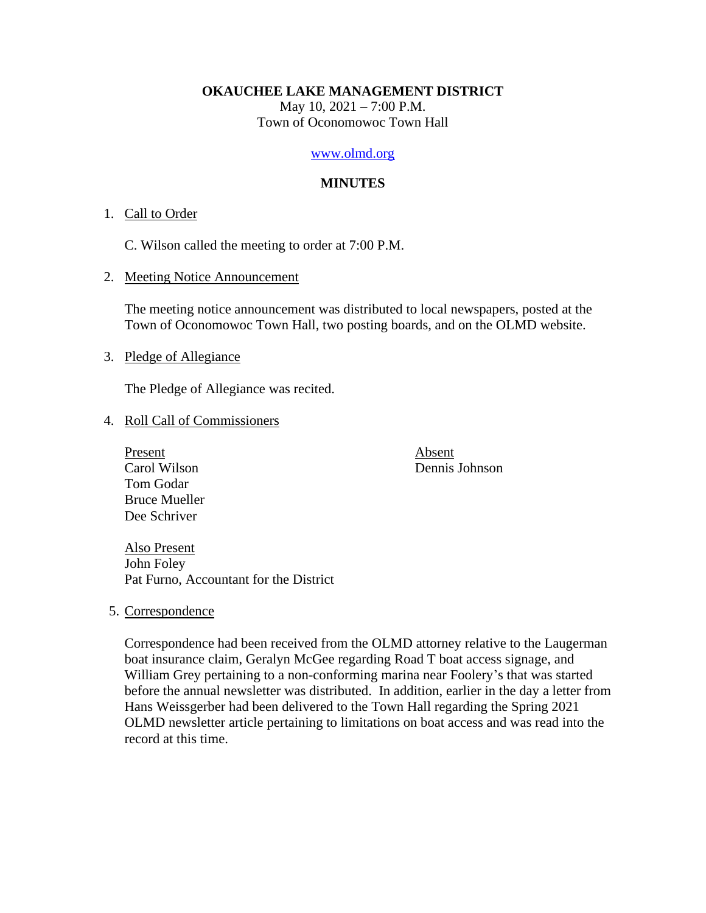**OKAUCHEE LAKE MANAGEMENT DISTRICT**
May 10, 2021 – 7:00 P.M.
Town of Oconomowoc Town Hall

www.olmd.org

# MINUTES

1. Call to Order

   C. Wilson called the meeting to order at 7:00 P.M.

2. Meeting Notice Announcement

   The meeting notice announcement was distributed to local newspapers, posted at the Town of Oconomowoc Town Hall, two posting boards, and on the OLMD website.

3. Pledge of Allegiance

   The Pledge of Allegiance was recited.

4. Roll Call of Commissioners

   | Present | Absent |
   |---|---|
   | Carol Wilson | Dennis Johnson |
   | Tom Godar | |
   | Bruce Mueller | |
   | Dee Schriver | |

   Also Present
   John Foley
   Pat Furno, Accountant for the District

5. Correspondence

   Correspondence had been received from the OLMD attorney relative to the Laugerman boat insurance claim, Geralyn McGee regarding Road T boat access signage, and William Grey pertaining to a non-conforming marina near Foolery's that was started before the annual newsletter was distributed. In addition, earlier in the day a letter from Hans Weissgerber had been delivered to the Town Hall regarding the Spring 2021 OLMD newsletter article pertaining to limitations on boat access and was read into the record at this time.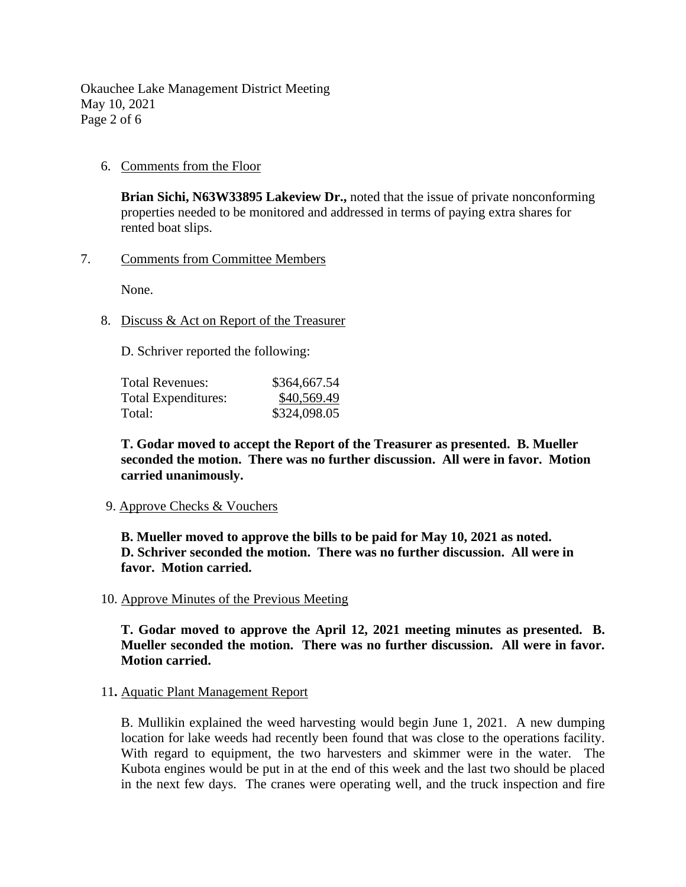6. Comments from the Floor

   **Brian Sichi, N63W33895 Lakeview Dr.,** noted that the issue of private nonconforming properties needed to be monitored and addressed in terms of paying extra shares for rented boat slips.

7. Comments from Committee Members

   None.

8. Discuss & Act on Report of the Treasurer

   D. Schriver reported the following:

   | | |
   |---|---|
   | Total Revenues: | $364,667.54 |
   | Total Expenditures: | $40,569.49 |
   | Total: | $324,098.05 |

   **T. Godar moved to accept the Report of the Treasurer as presented. B. Mueller seconded the motion. There was no further discussion. All were in favor. Motion carried unanimously.**

9. Approve Checks & Vouchers

   **B. Mueller moved to approve the bills to be paid for May 10, 2021 as noted. D. Schriver seconded the motion. There was no further discussion. All were in favor. Motion carried.**

10. Approve Minutes of the Previous Meeting

    **T. Godar moved to approve the April 12, 2021 meeting minutes as presented. B. Mueller seconded the motion. There was no further discussion. All were in favor. Motion carried.**

11. Aquatic Plant Management Report

    B. Mullikin explained the weed harvesting would begin June 1, 2021. A new dumping location for lake weeds had recently been found that was close to the operations facility. With regard to equipment, the two harvesters and skimmer were in the water. The Kubota engines would be put in at the end of this week and the last two should be placed in the next few days. The cranes were operating well, and the truck inspection and fire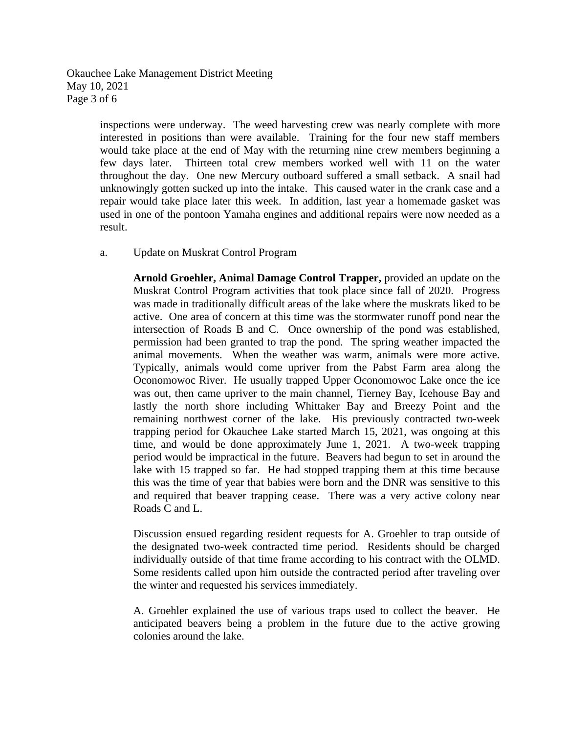inspections were underway. The weed harvesting crew was nearly complete with more interested in positions than were available. Training for the four new staff members would take place at the end of May with the returning nine crew members beginning a few days later. Thirteen total crew members worked well with 11 on the water throughout the day. One new Mercury outboard suffered a small setback. A snail had unknowingly gotten sucked up into the intake. This caused water in the crank case and a repair would take place later this week. In addition, last year a homemade gasket was used in one of the pontoon Yamaha engines and additional repairs were now needed as a result.

a. Update on Muskrat Control Program

**Arnold Groehler, Animal Damage Control Trapper,** provided an update on the Muskrat Control Program activities that took place since fall of 2020. Progress was made in traditionally difficult areas of the lake where the muskrats liked to be active. One area of concern at this time was the stormwater runoff pond near the intersection of Roads B and C. Once ownership of the pond was established, permission had been granted to trap the pond. The spring weather impacted the animal movements. When the weather was warm, animals were more active. Typically, animals would come upriver from the Pabst Farm area along the Oconomowoc River. He usually trapped Upper Oconomowoc Lake once the ice was out, then came upriver to the main channel, Tierney Bay, Icehouse Bay and lastly the north shore including Whittaker Bay and Breezy Point and the remaining northwest corner of the lake. His previously contracted two-week trapping period for Okauchee Lake started March 15, 2021, was ongoing at this time, and would be done approximately June 1, 2021. A two-week trapping period would be impractical in the future. Beavers had begun to set in around the lake with 15 trapped so far. He had stopped trapping them at this time because this was the time of year that babies were born and the DNR was sensitive to this and required that beaver trapping cease. There was a very active colony near Roads C and L.

Discussion ensued regarding resident requests for A. Groehler to trap outside of the designated two-week contracted time period. Residents should be charged individually outside of that time frame according to his contract with the OLMD. Some residents called upon him outside the contracted period after traveling over the winter and requested his services immediately.

A. Groehler explained the use of various traps used to collect the beaver. He anticipated beavers being a problem in the future due to the active growing colonies around the lake.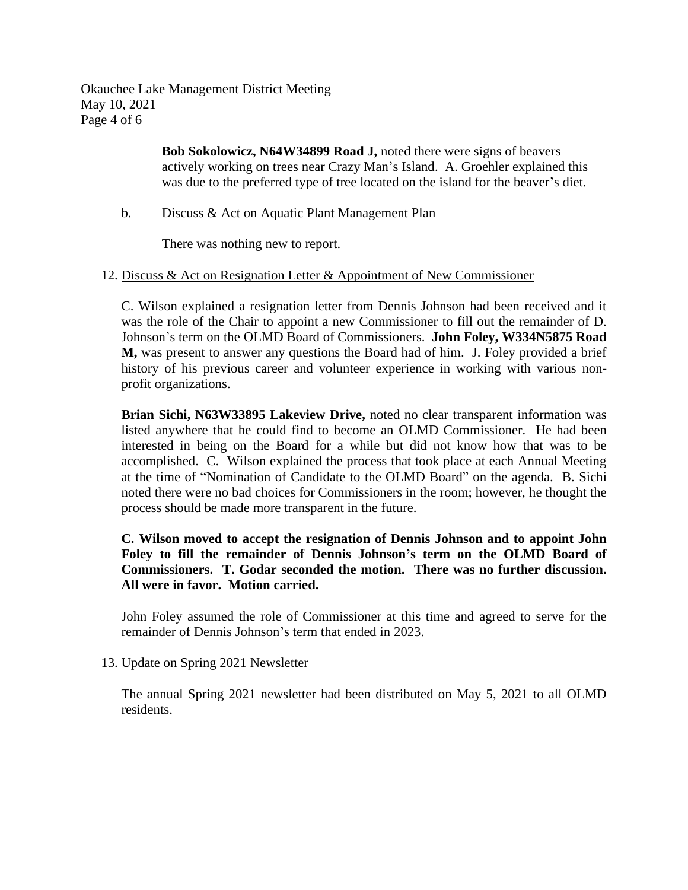**Bob Sokolowicz, N64W34899 Road J,** noted there were signs of beavers actively working on trees near Crazy Man's Island. A. Groehler explained this was due to the preferred type of tree located on the island for the beaver's diet.

b. Discuss & Act on Aquatic Plant Management Plan

There was nothing new to report.

12. <u>Discuss & Act on Resignation Letter & Appointment of New Commissioner</u>

C. Wilson explained a resignation letter from Dennis Johnson had been received and it was the role of the Chair to appoint a new Commissioner to fill out the remainder of D. Johnson's term on the OLMD Board of Commissioners. **John Foley, W334N5875 Road M,** was present to answer any questions the Board had of him. J. Foley provided a brief history of his previous career and volunteer experience in working with various non-profit organizations.

**Brian Sichi, N63W33895 Lakeview Drive,** noted no clear transparent information was listed anywhere that he could find to become an OLMD Commissioner. He had been interested in being on the Board for a while but did not know how that was to be accomplished. C. Wilson explained the process that took place at each Annual Meeting at the time of "Nomination of Candidate to the OLMD Board" on the agenda. B. Sichi noted there were no bad choices for Commissioners in the room; however, he thought the process should be made more transparent in the future.

**C. Wilson moved to accept the resignation of Dennis Johnson and to appoint John Foley to fill the remainder of Dennis Johnson's term on the OLMD Board of Commissioners. T. Godar seconded the motion. There was no further discussion. All were in favor. Motion carried.**

John Foley assumed the role of Commissioner at this time and agreed to serve for the remainder of Dennis Johnson's term that ended in 2023.

13. <u>Update on Spring 2021 Newsletter</u>

The annual Spring 2021 newsletter had been distributed on May 5, 2021 to all OLMD residents.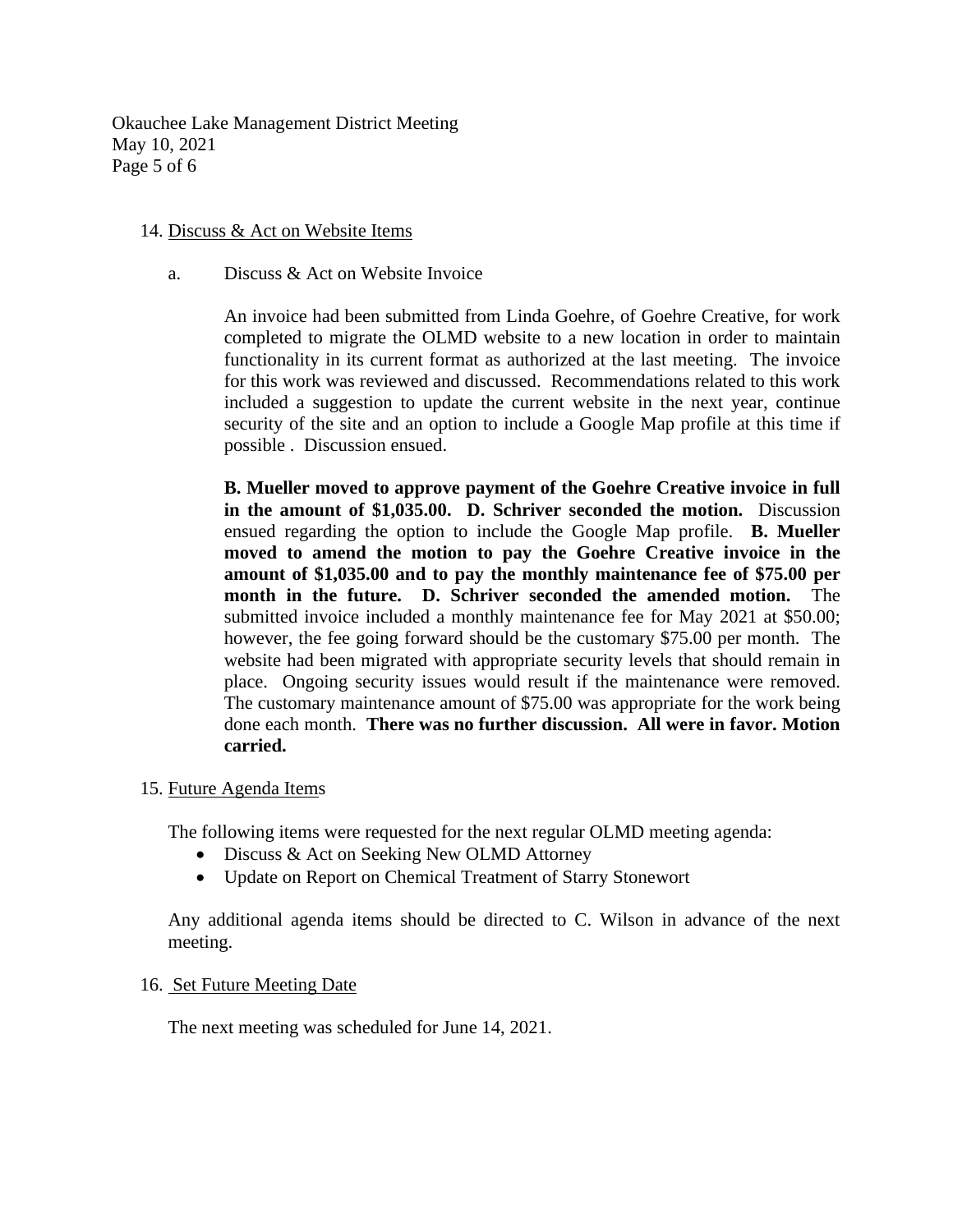14. Discuss & Act on Website Items

    a. Discuss & Act on Website Invoice

    An invoice had been submitted from Linda Goehre, of Goehre Creative, for work completed to migrate the OLMD website to a new location in order to maintain functionality in its current format as authorized at the last meeting. The invoice for this work was reviewed and discussed. Recommendations related to this work included a suggestion to update the current website in the next year, continue security of the site and an option to include a Google Map profile at this time if possible . Discussion ensued.

    **B. Mueller moved to approve payment of the Goehre Creative invoice in full in the amount of $1,035.00. D. Schriver seconded the motion.** Discussion ensued regarding the option to include the Google Map profile. **B. Mueller moved to amend the motion to pay the Goehre Creative invoice in the amount of $1,035.00 and to pay the monthly maintenance fee of $75.00 per month in the future. D. Schriver seconded the amended motion.** The submitted invoice included a monthly maintenance fee for May 2021 at $50.00; however, the fee going forward should be the customary $75.00 per month. The website had been migrated with appropriate security levels that should remain in place. Ongoing security issues would result if the maintenance were removed. The customary maintenance amount of $75.00 was appropriate for the work being done each month. **There was no further discussion. All were in favor. Motion carried.**

15. Future Agenda Items

    The following items were requested for the next regular OLMD meeting agenda:

    - Discuss & Act on Seeking New OLMD Attorney
    - Update on Report on Chemical Treatment of Starry Stonewort

    Any additional agenda items should be directed to C. Wilson in advance of the next meeting.

16. Set Future Meeting Date

    The next meeting was scheduled for June 14, 2021.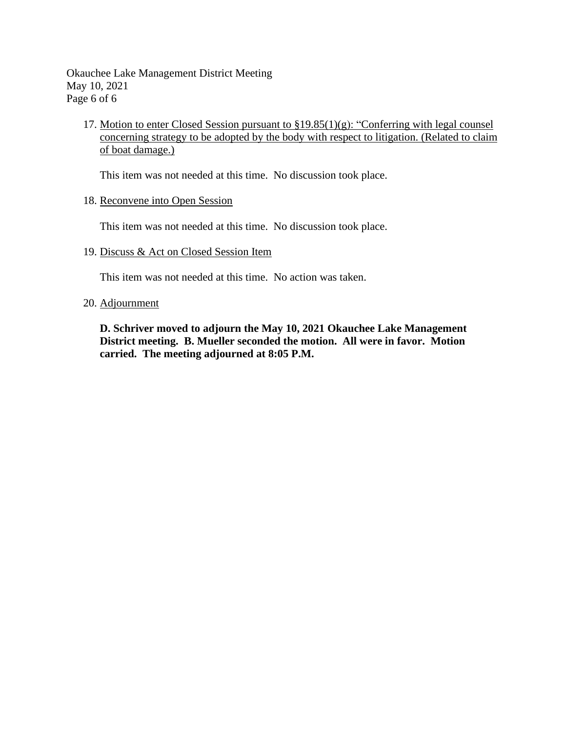17. Motion to enter Closed Session pursuant to §19.85(1)(g): "Conferring with legal counsel concerning strategy to be adopted by the body with respect to litigation. (Related to claim of boat damage.)

    This item was not needed at this time.  No discussion took place.

18. Reconvene into Open Session

    This item was not needed at this time.  No discussion took place.

19. Discuss & Act on Closed Session Item

    This item was not needed at this time.  No action was taken.

20. Adjournment

    **D. Schriver moved to adjourn the May 10, 2021 Okauchee Lake Management District meeting.  B. Mueller seconded the motion.  All were in favor.  Motion carried.  The meeting adjourned at 8:05 P.M.**